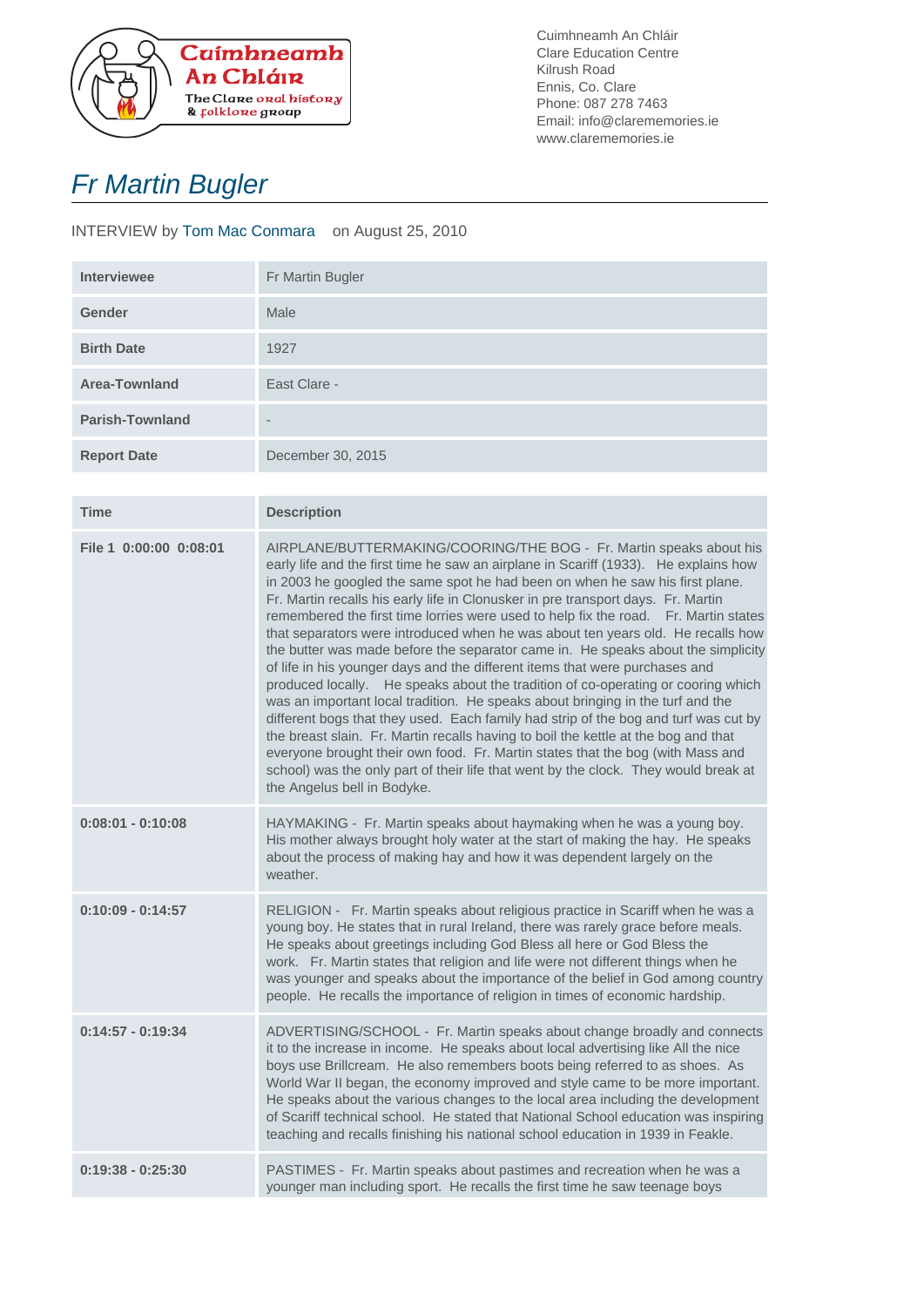Cuimhneamh An Chláir
The Clare oral history & folklore group

Cuimhneamh An Chláir
Clare Education Centre
Kilrush Road
Ennis, Co. Clare
Phone: 087 278 7463
Email: info@clarememories.ie
www.clarememories.ie

# *Fr Martin Bugler*

INTERVIEW by Tom Mac Conmara on August 25, 2010

| | |
|---|---|
| **Interviewee** | Fr Martin Bugler |
| **Gender** | Male |
| **Birth Date** | 1927 |
| **Area-Townland** | East Clare - |
| **Parish-Townland** | - |
| **Report Date** | December 30, 2015 |

| Time | Description |
|---|---|
| **File 1 0:00:00 0:08:01** | AIRPLANE/BUTTERMAKING/COORING/THE BOG - Fr. Martin speaks about his early life and the first time he saw an airplane in Scariff (1933). He explains how in 2003 he googled the same spot he had been on when he saw his first plane. Fr. Martin recalls his early life in Clonusker in pre transport days. Fr. Martin remembered the first time lorries were used to help fix the road. Fr. Martin states that separators were introduced when he was about ten years old. He recalls how the butter was made before the separator came in. He speaks about the simplicity of life in his younger days and the different items that were purchases and produced locally. He speaks about the tradition of co-operating or cooring which was an important local tradition. He speaks about bringing in the turf and the different bogs that they used. Each family had strip of the bog and turf was cut by the breast slain. Fr. Martin recalls having to boil the kettle at the bog and that everyone brought their own food. Fr. Martin states that the bog (with Mass and school) was the only part of their life that went by the clock. They would break at the Angelus bell in Bodyke. |
| **0:08:01 - 0:10:08** | HAYMAKING - Fr. Martin speaks about haymaking when he was a young boy. His mother always brought holy water at the start of making the hay. He speaks about the process of making hay and how it was dependent largely on the weather. |
| **0:10:09 - 0:14:57** | RELIGION - Fr. Martin speaks about religious practice in Scariff when he was a young boy. He states that in rural Ireland, there was rarely grace before meals. He speaks about greetings including God Bless all here or God Bless the work. Fr. Martin states that religion and life were not different things when he was younger and speaks about the importance of the belief in God among country people. He recalls the importance of religion in times of economic hardship. |
| **0:14:57 - 0:19:34** | ADVERTISING/SCHOOL - Fr. Martin speaks about change broadly and connects it to the increase in income. He speaks about local advertising like All the nice boys use Brillcream. He also remembers boots being referred to as shoes. As World War II began, the economy improved and style came to be more important. He speaks about the various changes to the local area including the development of Scariff technical school. He stated that National School education was inspiring teaching and recalls finishing his national school education in 1939 in Feakle. |
| **0:19:38 - 0:25:30** | PASTIMES - Fr. Martin speaks about pastimes and recreation when he was a younger man including sport. He recalls the first time he saw teenage boys |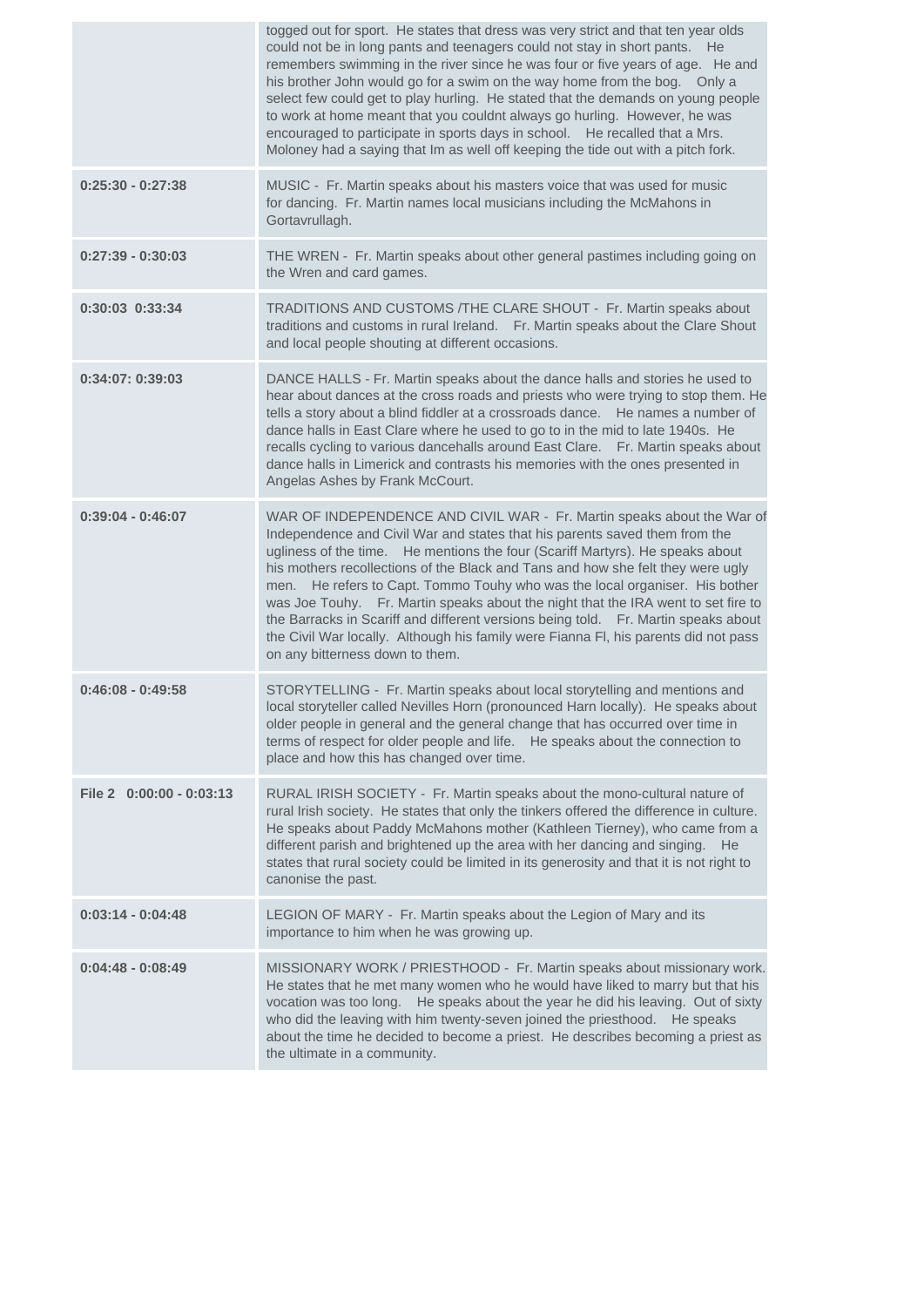| | |
|---|---|
| | togged out for sport. He states that dress was very strict and that ten year olds could not be in long pants and teenagers could not stay in short pants. He remembers swimming in the river since he was four or five years of age. He and his brother John would go for a swim on the way home from the bog. Only a select few could get to play hurling. He stated that the demands on young people to work at home meant that you couldnt always go hurling. However, he was encouraged to participate in sports days in school. He recalled that a Mrs. Moloney had a saying that Im as well off keeping the tide out with a pitch fork. |
| **0:25:30 - 0:27:38** | MUSIC - Fr. Martin speaks about his masters voice that was used for music for dancing. Fr. Martin names local musicians including the McMahons in Gortavrullagh. |
| **0:27:39 - 0:30:03** | THE WREN - Fr. Martin speaks about other general pastimes including going on the Wren and card games. |
| **0:30:03 0:33:34** | TRADITIONS AND CUSTOMS /THE CLARE SHOUT - Fr. Martin speaks about traditions and customs in rural Ireland. Fr. Martin speaks about the Clare Shout and local people shouting at different occasions. |
| **0:34:07: 0:39:03** | DANCE HALLS - Fr. Martin speaks about the dance halls and stories he used to hear about dances at the cross roads and priests who were trying to stop them. He tells a story about a blind fiddler at a crossroads dance. He names a number of dance halls in East Clare where he used to go to in the mid to late 1940s. He recalls cycling to various dancehalls around East Clare. Fr. Martin speaks about dance halls in Limerick and contrasts his memories with the ones presented in Angelas Ashes by Frank McCourt. |
| **0:39:04 - 0:46:07** | WAR OF INDEPENDENCE AND CIVIL WAR - Fr. Martin speaks about the War of Independence and Civil War and states that his parents saved them from the ugliness of the time. He mentions the four (Scariff Martyrs). He speaks about his mothers recollections of the Black and Tans and how she felt they were ugly men. He refers to Capt. Tommo Touhy who was the local organiser. His bother was Joe Touhy. Fr. Martin speaks about the night that the IRA went to set fire to the Barracks in Scariff and different versions being told. Fr. Martin speaks about the Civil War locally. Although his family were Fianna Fl, his parents did not pass on any bitterness down to them. |
| **0:46:08 - 0:49:58** | STORYTELLING - Fr. Martin speaks about local storytelling and mentions and local storyteller called Nevilles Horn (pronounced Harn locally). He speaks about older people in general and the general change that has occurred over time in terms of respect for older people and life. He speaks about the connection to place and how this has changed over time. |
| **File 2 0:00:00 - 0:03:13** | RURAL IRISH SOCIETY - Fr. Martin speaks about the mono-cultural nature of rural Irish society. He states that only the tinkers offered the difference in culture. He speaks about Paddy McMahons mother (Kathleen Tierney), who came from a different parish and brightened up the area with her dancing and singing. He states that rural society could be limited in its generosity and that it is not right to canonise the past. |
| **0:03:14 - 0:04:48** | LEGION OF MARY - Fr. Martin speaks about the Legion of Mary and its importance to him when he was growing up. |
| **0:04:48 - 0:08:49** | MISSIONARY WORK / PRIESTHOOD - Fr. Martin speaks about missionary work. He states that he met many women who he would have liked to marry but that his vocation was too long. He speaks about the year he did his leaving. Out of sixty who did the leaving with him twenty-seven joined the priesthood. He speaks about the time he decided to become a priest. He describes becoming a priest as the ultimate in a community. |